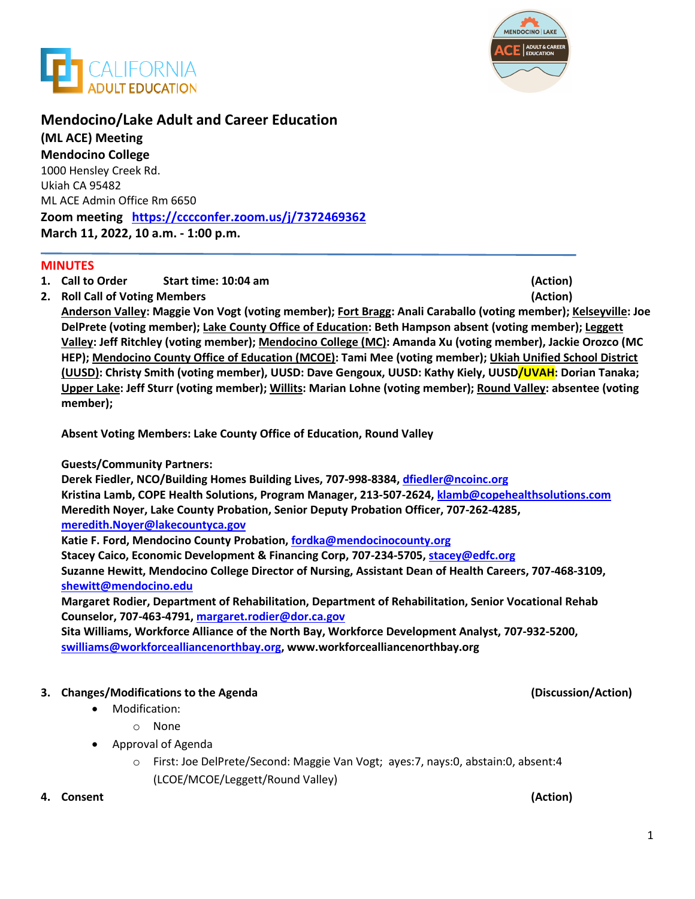# Mendocino/Lake Adult and Career Education

**(ML ACE) Meeting**
**Mendocino College**
1000 Hensley Creek Rd.
Ukiah CA 95482
ML ACE Admin Office Rm 6650
**Zoom meeting** **https://cccconfer.zoom.us/j/7372469362**
**March 11, 2022, 10 a.m. - 1:00 p.m.**

## MINUTES

1. **Call to Order** **Start time: 10:04 am** **(Action)**
2. **Roll Call of Voting Members** **(Action)**
   **Anderson Valley: Maggie Von Vogt (voting member); Fort Bragg: Anali Caraballo (voting member); Kelseyville: Joe DelPrete (voting member); Lake County Office of Education: Beth Hampson absent (voting member); Leggett Valley: Jeff Ritchley (voting member); Mendocino College (MC): Amanda Xu (voting member), Jackie Orozco (MC HEP); Mendocino County Office of Education (MCOE): Tami Mee (voting member); Ukiah Unified School District (UUSD): Christy Smith (voting member), UUSD: Dave Gengoux, UUSD: Kathy Kiely, UUSD/UVAH: Dorian Tanaka; Upper Lake: Jeff Sturr (voting member); Willits: Marian Lohne (voting member); Round Valley: absentee (voting member);**

   **Absent Voting Members: Lake County Office of Education, Round Valley**

   **Guests/Community Partners:**
   **Derek Fiedler, NCO/Building Homes Building Lives, 707-998-8384, dfiedler@ncoinc.org**
   **Kristina Lamb, COPE Health Solutions, Program Manager, 213-507-2624, klamb@copehealthsolutions.com**
   **Meredith Noyer, Lake County Probation, Senior Deputy Probation Officer, 707-262-4285, meredith.Noyer@lakecountyca.gov**
   **Katie F. Ford, Mendocino County Probation, fordka@mendocinocounty.org**
   **Stacey Caico, Economic Development & Financing Corp, 707-234-5705, stacey@edfc.org**
   **Suzanne Hewitt, Mendocino College Director of Nursing, Assistant Dean of Health Careers, 707-468-3109, shewitt@mendocino.edu**
   **Margaret Rodier, Department of Rehabilitation, Department of Rehabilitation, Senior Vocational Rehab Counselor, 707-463-4791, margaret.rodier@dor.ca.gov**
   **Sita Williams, Workforce Alliance of the North Bay, Workforce Development Analyst, 707-932-5200, swilliams@workforcealliancenorthbay.org, www.workforcealliancenorthbay.org**

3. **Changes/Modifications to the Agenda** **(Discussion/Action)**
   - Modification:
     - None
   - Approval of Agenda
     - First: Joe DelPrete/Second: Maggie Van Vogt; ayes:7, nays:0, abstain:0, absent:4 (LCOE/MCOE/Leggett/Round Valley)
4. **Consent** **(Action)**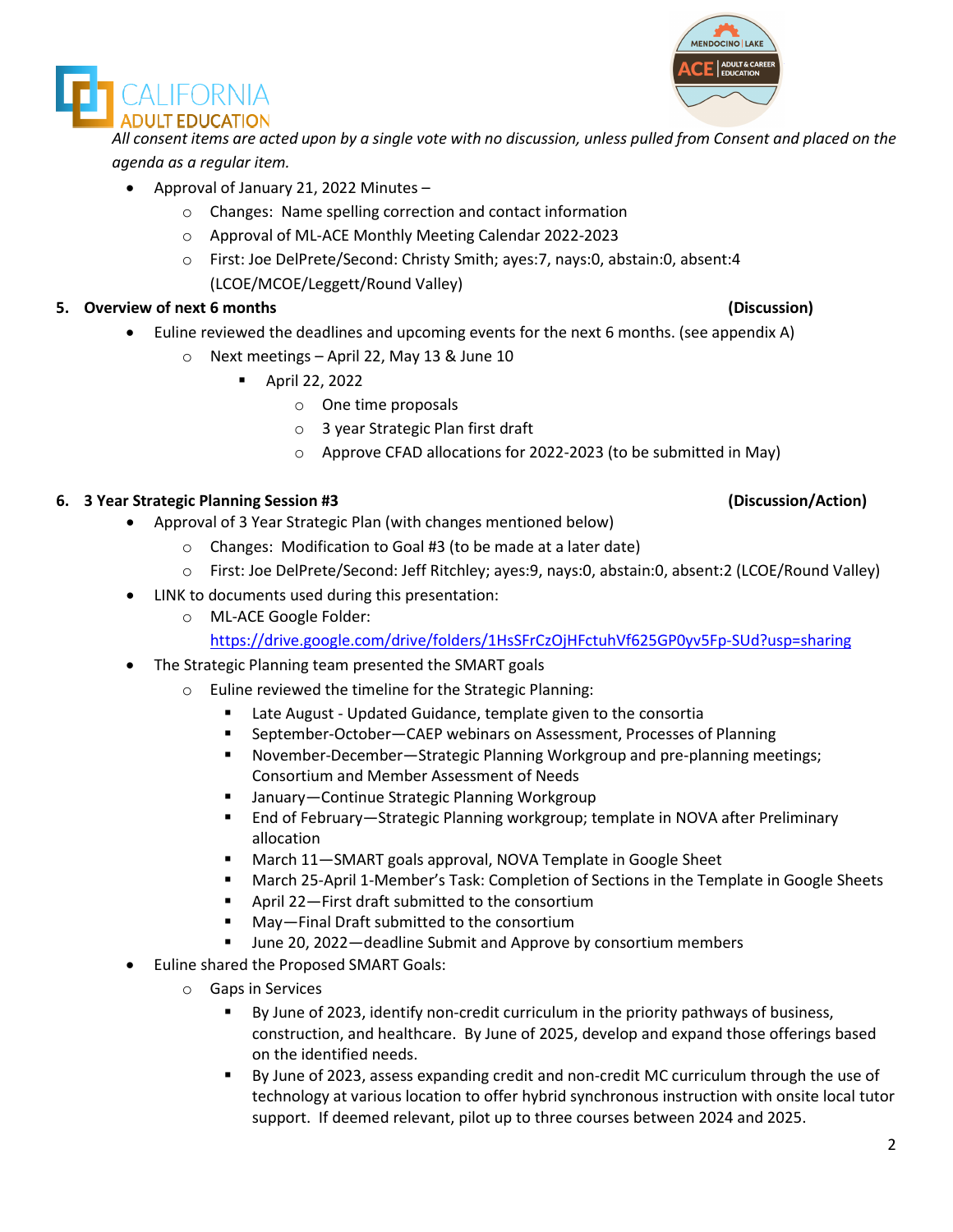*All consent items are acted upon by a single vote with no discussion, unless pulled from Consent and placed on the agenda as a regular item.*

- Approval of January 21, 2022 Minutes –
  - Changes: Name spelling correction and contact information
  - Approval of ML-ACE Monthly Meeting Calendar 2022-2023
  - First: Joe DelPrete/Second: Christy Smith; ayes:7, nays:0, abstain:0, absent:4 (LCOE/MCOE/Leggett/Round Valley)

**5. Overview of next 6 months (Discussion)**

- Euline reviewed the deadlines and upcoming events for the next 6 months. (see appendix A)
  - Next meetings – April 22, May 13 & June 10
    - April 22, 2022
      - One time proposals
      - 3 year Strategic Plan first draft
      - Approve CFAD allocations for 2022-2023 (to be submitted in May)

**6. 3 Year Strategic Planning Session #3 (Discussion/Action)**

- Approval of 3 Year Strategic Plan (with changes mentioned below)
  - Changes: Modification to Goal #3 (to be made at a later date)
  - First: Joe DelPrete/Second: Jeff Ritchley; ayes:9, nays:0, abstain:0, absent:2 (LCOE/Round Valley)
- LINK to documents used during this presentation:
  - ML-ACE Google Folder: https://drive.google.com/drive/folders/1HsSFrCzOjHFctuhVf625GP0yv5Fp-SUd?usp=sharing
- The Strategic Planning team presented the SMART goals
  - Euline reviewed the timeline for the Strategic Planning:
    - Late August - Updated Guidance, template given to the consortia
    - September-October—CAEP webinars on Assessment, Processes of Planning
    - November-December—Strategic Planning Workgroup and pre-planning meetings; Consortium and Member Assessment of Needs
    - January—Continue Strategic Planning Workgroup
    - End of February—Strategic Planning workgroup; template in NOVA after Preliminary allocation
    - March 11—SMART goals approval, NOVA Template in Google Sheet
    - March 25-April 1-Member's Task: Completion of Sections in the Template in Google Sheets
    - April 22—First draft submitted to the consortium
    - May—Final Draft submitted to the consortium
    - June 20, 2022—deadline Submit and Approve by consortium members
- Euline shared the Proposed SMART Goals:
  - Gaps in Services
    - By June of 2023, identify non-credit curriculum in the priority pathways of business, construction, and healthcare. By June of 2025, develop and expand those offerings based on the identified needs.
    - By June of 2023, assess expanding credit and non-credit MC curriculum through the use of technology at various location to offer hybrid synchronous instruction with onsite local tutor support. If deemed relevant, pilot up to three courses between 2024 and 2025.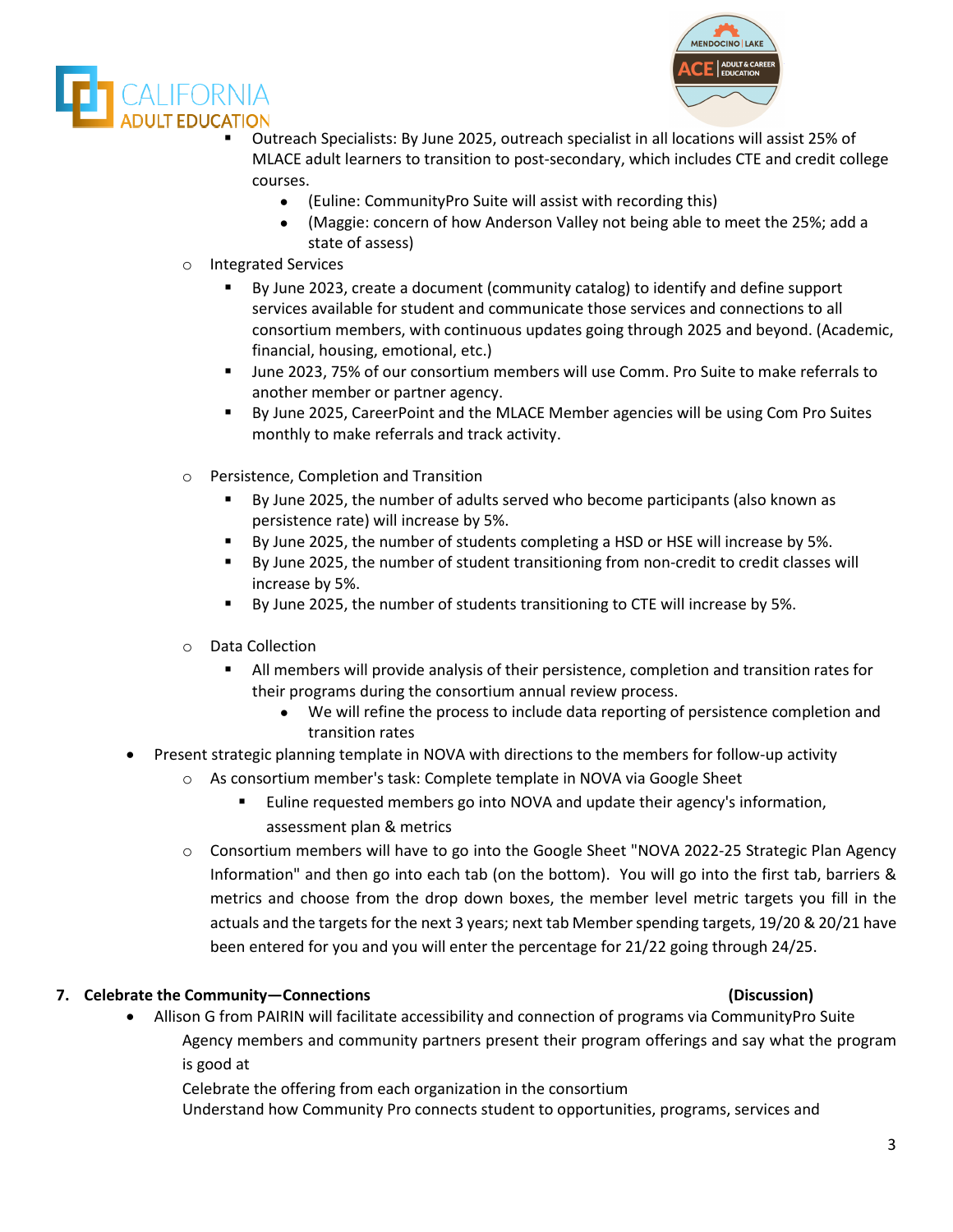- Outreach Specialists: By June 2025, outreach specialist in all locations will assist 25% of MLACE adult learners to transition to post-secondary, which includes CTE and credit college courses.
            - (Euline: CommunityPro Suite will assist with recording this)
            - (Maggie: concern of how Anderson Valley not being able to meet the 25%; add a state of assess)
    - Integrated Services
        - By June 2023, create a document (community catalog) to identify and define support services available for student and communicate those services and connections to all consortium members, with continuous updates going through 2025 and beyond. (Academic, financial, housing, emotional, etc.)
        - June 2023, 75% of our consortium members will use Comm. Pro Suite to make referrals to another member or partner agency.
        - By June 2025, CareerPoint and the MLACE Member agencies will be using Com Pro Suites monthly to make referrals and track activity.
    - Persistence, Completion and Transition
        - By June 2025, the number of adults served who become participants (also known as persistence rate) will increase by 5%.
        - By June 2025, the number of students completing a HSD or HSE will increase by 5%.
        - By June 2025, the number of student transitioning from non-credit to credit classes will increase by 5%.
        - By June 2025, the number of students transitioning to CTE will increase by 5%.
    - Data Collection
        - All members will provide analysis of their persistence, completion and transition rates for their programs during the consortium annual review process.
            - We will refine the process to include data reporting of persistence completion and transition rates
- Present strategic planning template in NOVA with directions to the members for follow-up activity
    - As consortium member's task: Complete template in NOVA via Google Sheet
        - Euline requested members go into NOVA and update their agency's information, assessment plan & metrics
    - Consortium members will have to go into the Google Sheet "NOVA 2022-25 Strategic Plan Agency Information" and then go into each tab (on the bottom). You will go into the first tab, barriers & metrics and choose from the drop down boxes, the member level metric targets you fill in the actuals and the targets for the next 3 years; next tab Member spending targets, 19/20 & 20/21 have been entered for you and you will enter the percentage for 21/22 going through 24/25.

**7. Celebrate the Community—Connections** **(Discussion)**

- Allison G from PAIRIN will facilitate accessibility and connection of programs via CommunityPro Suite

  Agency members and community partners present their program offerings and say what the program is good at

  Celebrate the offering from each organization in the consortium

  Understand how Community Pro connects student to opportunities, programs, services and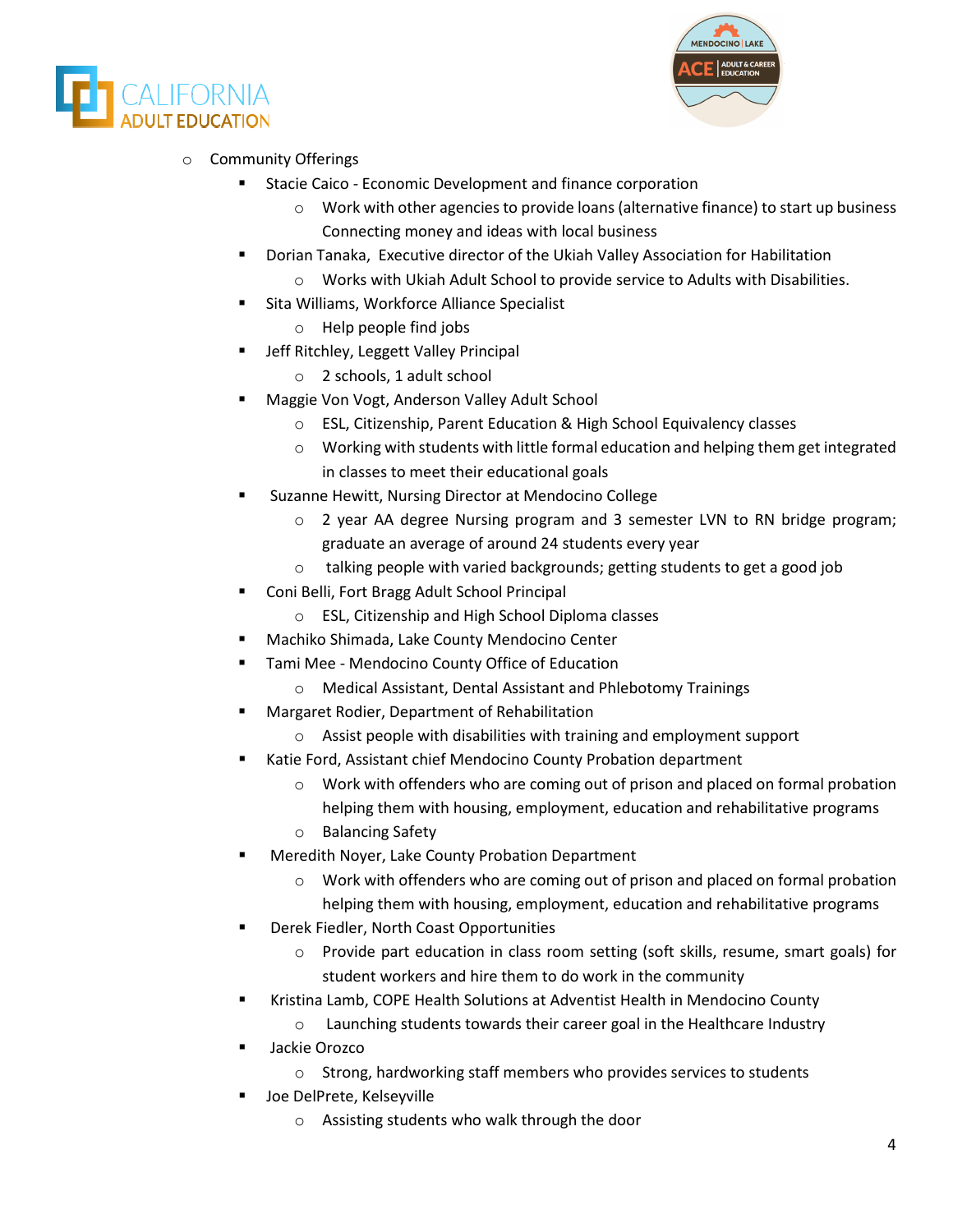- Community Offerings
  - Stacie Caico - Economic Development and finance corporation
    - Work with other agencies to provide loans (alternative finance) to start up business Connecting money and ideas with local business
  - Dorian Tanaka, Executive director of the Ukiah Valley Association for Habilitation
    - Works with Ukiah Adult School to provide service to Adults with Disabilities.
  - Sita Williams, Workforce Alliance Specialist
    - Help people find jobs
  - Jeff Ritchley, Leggett Valley Principal
    - 2 schools, 1 adult school
  - Maggie Von Vogt, Anderson Valley Adult School
    - ESL, Citizenship, Parent Education & High School Equivalency classes
    - Working with students with little formal education and helping them get integrated in classes to meet their educational goals
  - Suzanne Hewitt, Nursing Director at Mendocino College
    - 2 year AA degree Nursing program and 3 semester LVN to RN bridge program; graduate an average of around 24 students every year
    - talking people with varied backgrounds; getting students to get a good job
  - Coni Belli, Fort Bragg Adult School Principal
    - ESL, Citizenship and High School Diploma classes
  - Machiko Shimada, Lake County Mendocino Center
  - Tami Mee - Mendocino County Office of Education
    - Medical Assistant, Dental Assistant and Phlebotomy Trainings
  - Margaret Rodier, Department of Rehabilitation
    - Assist people with disabilities with training and employment support
  - Katie Ford, Assistant chief Mendocino County Probation department
    - Work with offenders who are coming out of prison and placed on formal probation helping them with housing, employment, education and rehabilitative programs
    - Balancing Safety
  - Meredith Noyer, Lake County Probation Department
    - Work with offenders who are coming out of prison and placed on formal probation helping them with housing, employment, education and rehabilitative programs
  - Derek Fiedler, North Coast Opportunities
    - Provide part education in class room setting (soft skills, resume, smart goals) for student workers and hire them to do work in the community
  - Kristina Lamb, COPE Health Solutions at Adventist Health in Mendocino County
    - Launching students towards their career goal in the Healthcare Industry
  - Jackie Orozco
    - Strong, hardworking staff members who provides services to students
  - Joe DelPrete, Kelseyville
    - Assisting students who walk through the door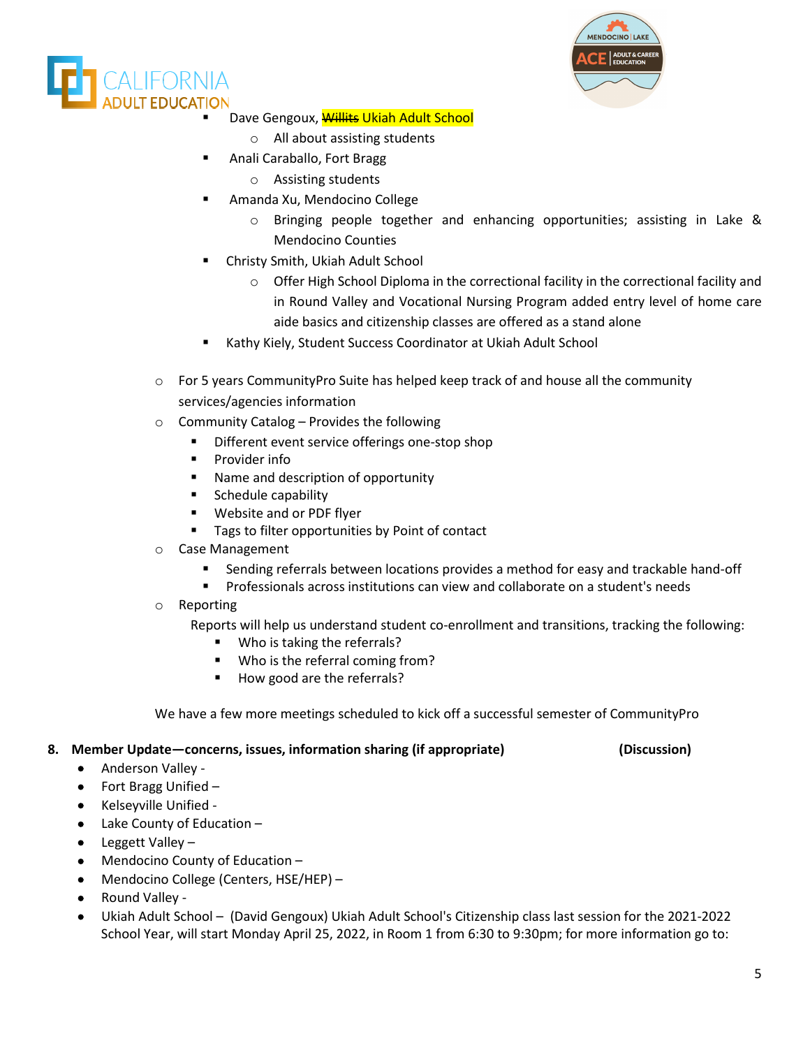- Dave Gengoux, ~~Willits~~ Ukiah Adult School
  - All about assisting students
- Anali Caraballo, Fort Bragg
  - Assisting students
- Amanda Xu, Mendocino College
  - Bringing people together and enhancing opportunities; assisting in Lake & Mendocino Counties
- Christy Smith, Ukiah Adult School
  - Offer High School Diploma in the correctional facility in the correctional facility and in Round Valley and Vocational Nursing Program added entry level of home care aide basics and citizenship classes are offered as a stand alone
- Kathy Kiely, Student Success Coordinator at Ukiah Adult School

- For 5 years CommunityPro Suite has helped keep track of and house all the community services/agencies information
- Community Catalog – Provides the following
  - Different event service offerings one-stop shop
  - Provider info
  - Name and description of opportunity
  - Schedule capability
  - Website and or PDF flyer
  - Tags to filter opportunities by Point of contact
- Case Management
  - Sending referrals between locations provides a method for easy and trackable hand-off
  - Professionals across institutions can view and collaborate on a student's needs
- Reporting

  Reports will help us understand student co-enrollment and transitions, tracking the following:
  - Who is taking the referrals?
  - Who is the referral coming from?
  - How good are the referrals?

We have a few more meetings scheduled to kick off a successful semester of CommunityPro

**8. Member Update—concerns, issues, information sharing (if appropriate) (Discussion)**

- Anderson Valley -
- Fort Bragg Unified –
- Kelseyville Unified -
- Lake County of Education –
- Leggett Valley –
- Mendocino County of Education –
- Mendocino College (Centers, HSE/HEP) –
- Round Valley -
- Ukiah Adult School – (David Gengoux) Ukiah Adult School's Citizenship class last session for the 2021-2022 School Year, will start Monday April 25, 2022, in Room 1 from 6:30 to 9:30pm; for more information go to: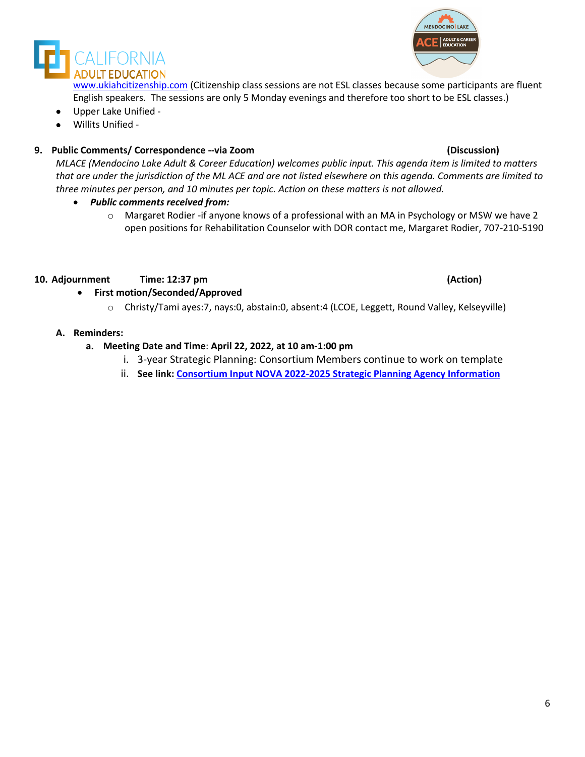www.ukiahcitizenship.com (Citizenship class sessions are not ESL classes because some participants are fluent English speakers. The sessions are only 5 Monday evenings and therefore too short to be ESL classes.)

- Upper Lake Unified -
- Willits Unified -

**9. Public Comments/ Correspondence --via Zoom (Discussion)**

*MLACE (Mendocino Lake Adult & Career Education) welcomes public input. This agenda item is limited to matters that are under the jurisdiction of the ML ACE and are not listed elsewhere on this agenda. Comments are limited to three minutes per person, and 10 minutes per topic. Action on these matters is not allowed.*

- ***Public comments received from:***
  - Margaret Rodier -if anyone knows of a professional with an MA in Psychology or MSW we have 2 open positions for Rehabilitation Counselor with DOR contact me, Margaret Rodier, 707-210-5190

**10. Adjournment Time: 12:37 pm (Action)**

- **First motion/Seconded/Approved**
  - Christy/Tami ayes:7, nays:0, abstain:0, absent:4 (LCOE, Leggett, Round Valley, Kelseyville)

**A. Reminders:**

**a. Meeting Date and Time**: **April 22, 2022, at 10 am-1:00 pm**

i. 3-year Strategic Planning: Consortium Members continue to work on template

ii. **See link: Consortium Input NOVA 2022-2025 Strategic Planning Agency Information**